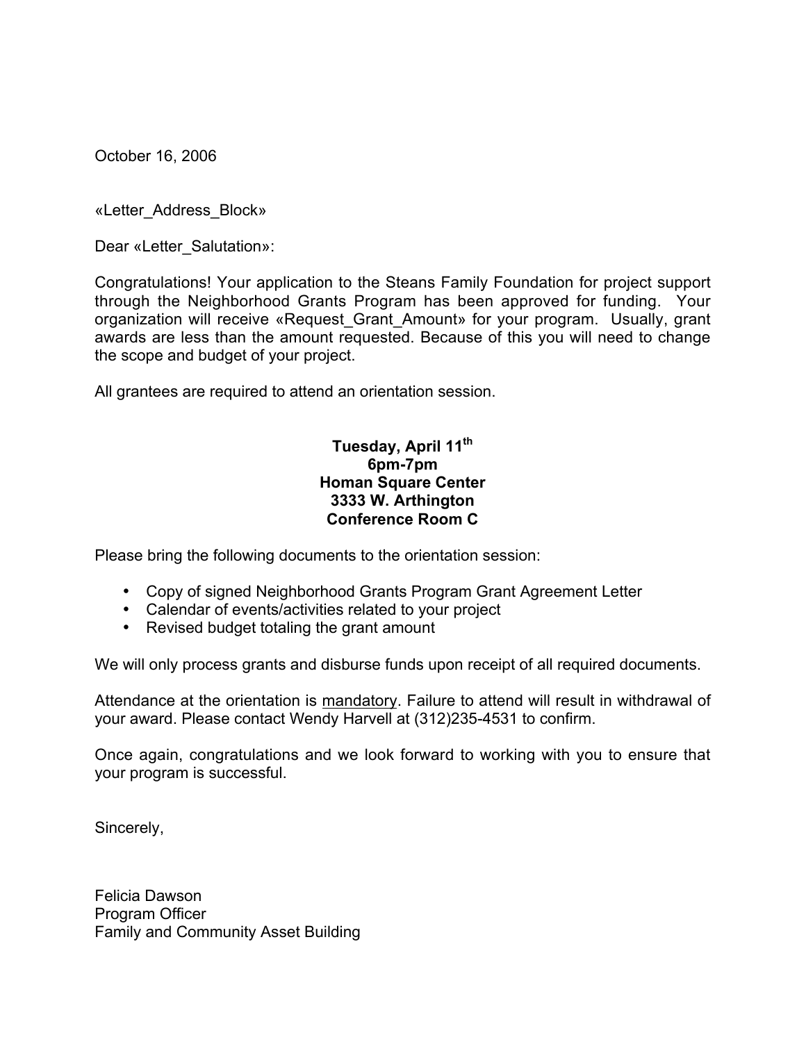October 16, 2006

«Letter_Address_Block»

Dear «Letter_Salutation»:

Congratulations! Your application to the Steans Family Foundation for project support through the Neighborhood Grants Program has been approved for funding. Your organization will receive «Request_Grant_Amount» for your program. Usually, grant awards are less than the amount requested. Because of this you will need to change the scope and budget of your project.

All grantees are required to attend an orientation session.

**Tuesday, April 11th**
**6pm-7pm**
**Homan Square Center**
**3333 W. Arthington**
**Conference Room C**

Please bring the following documents to the orientation session:

- Copy of signed Neighborhood Grants Program Grant Agreement Letter
- Calendar of events/activities related to your project
- Revised budget totaling the grant amount

We will only process grants and disburse funds upon receipt of all required documents.

Attendance at the orientation is <u>mandatory</u>. Failure to attend will result in withdrawal of your award. Please contact Wendy Harvell at (312)235-4531 to confirm.

Once again, congratulations and we look forward to working with you to ensure that your program is successful.

Sincerely,

Felicia Dawson
Program Officer
Family and Community Asset Building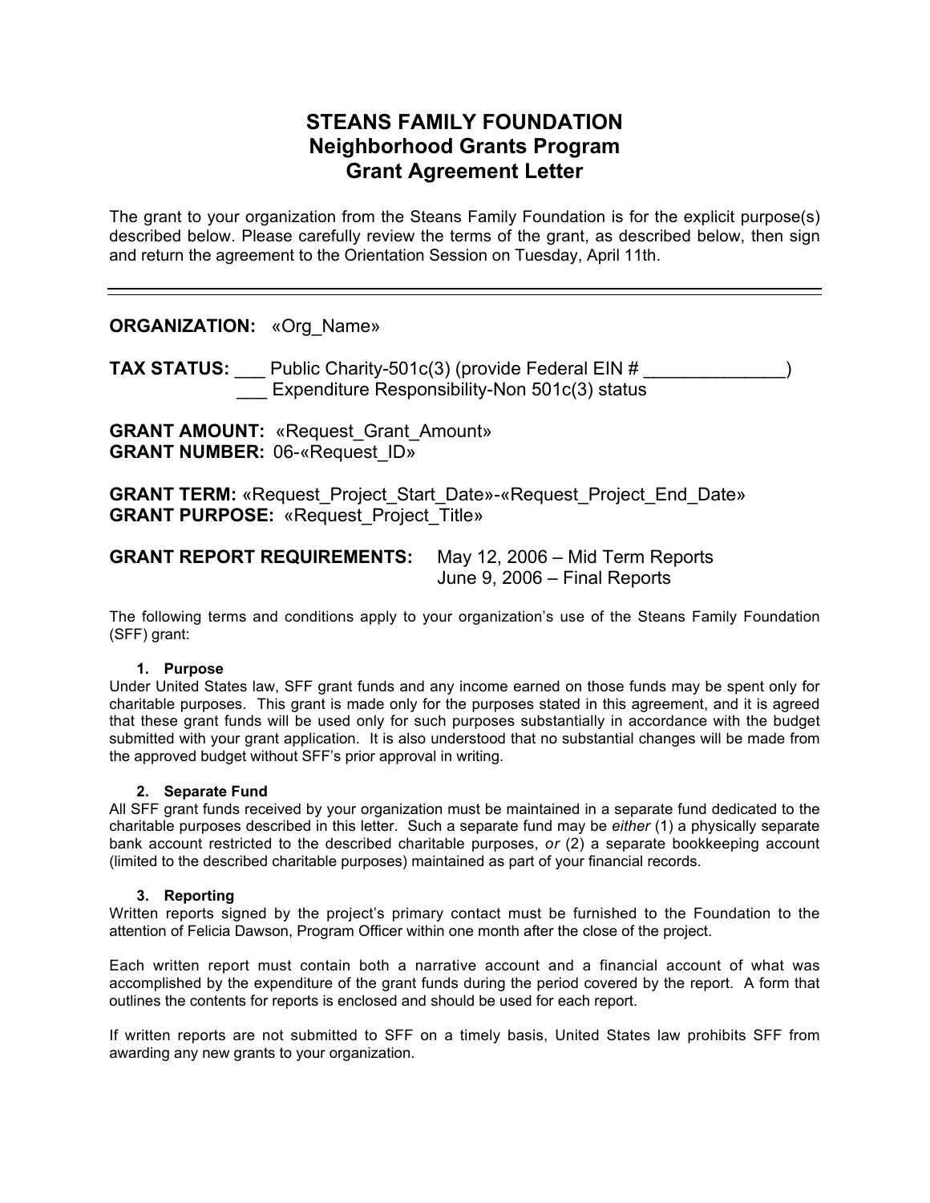# STEANS FAMILY FOUNDATION
## Neighborhood Grants Program
## Grant Agreement Letter

The grant to your organization from the Steans Family Foundation is for the explicit purpose(s) described below. Please carefully review the terms of the grant, as described below, then sign and return the agreement to the Orientation Session on Tuesday, April 11th.

---

**ORGANIZATION:** «Org_Name»

**TAX STATUS:** ___ Public Charity-501c(3) (provide Federal EIN # ______________)
___ Expenditure Responsibility-Non 501c(3) status

**GRANT AMOUNT:** «Request_Grant_Amount»
**GRANT NUMBER:** 06-«Request_ID»

**GRANT TERM:** «Request_Project_Start_Date»-«Request_Project_End_Date»
**GRANT PURPOSE:** «Request_Project_Title»

**GRANT REPORT REQUIREMENTS:** May 12, 2006 – Mid Term Reports
June 9, 2006 – Final Reports

The following terms and conditions apply to your organization's use of the Steans Family Foundation (SFF) grant:

**1. Purpose**

Under United States law, SFF grant funds and any income earned on those funds may be spent only for charitable purposes. This grant is made only for the purposes stated in this agreement, and it is agreed that these grant funds will be used only for such purposes substantially in accordance with the budget submitted with your grant application. It is also understood that no substantial changes will be made from the approved budget without SFF's prior approval in writing.

**2. Separate Fund**

All SFF grant funds received by your organization must be maintained in a separate fund dedicated to the charitable purposes described in this letter. Such a separate fund may be *either* (1) a physically separate bank account restricted to the described charitable purposes, *or* (2) a separate bookkeeping account (limited to the described charitable purposes) maintained as part of your financial records.

**3. Reporting**

Written reports signed by the project's primary contact must be furnished to the Foundation to the attention of Felicia Dawson, Program Officer within one month after the close of the project.

Each written report must contain both a narrative account and a financial account of what was accomplished by the expenditure of the grant funds during the period covered by the report. A form that outlines the contents for reports is enclosed and should be used for each report.

If written reports are not submitted to SFF on a timely basis, United States law prohibits SFF from awarding any new grants to your organization.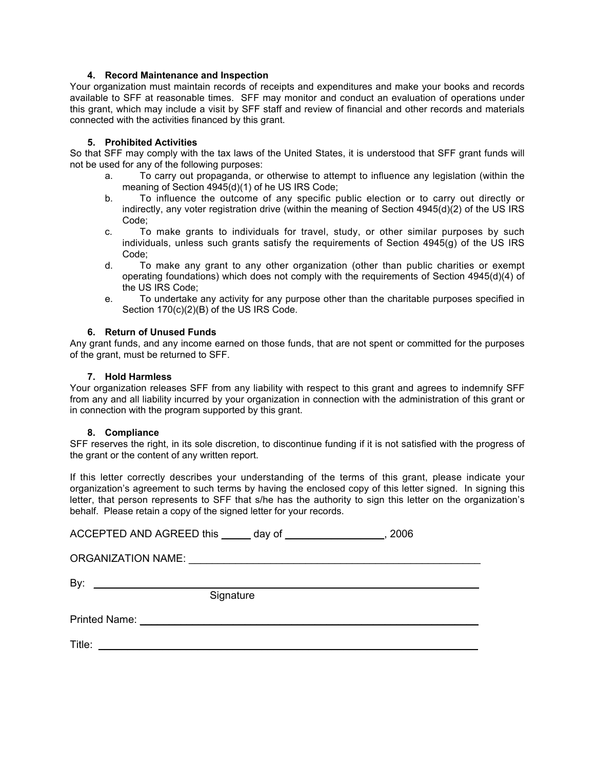### 4. Record Maintenance and Inspection

Your organization must maintain records of receipts and expenditures and make your books and records available to SFF at reasonable times. SFF may monitor and conduct an evaluation of operations under this grant, which may include a visit by SFF staff and review of financial and other records and materials connected with the activities financed by this grant.

### 5. Prohibited Activities

So that SFF may comply with the tax laws of the United States, it is understood that SFF grant funds will not be used for any of the following purposes:

a. To carry out propaganda, or otherwise to attempt to influence any legislation (within the meaning of Section 4945(d)(1) of he US IRS Code;

b. To influence the outcome of any specific public election or to carry out directly or indirectly, any voter registration drive (within the meaning of Section 4945(d)(2) of the US IRS Code;

c. To make grants to individuals for travel, study, or other similar purposes by such individuals, unless such grants satisfy the requirements of Section 4945(g) of the US IRS Code;

d. To make any grant to any other organization (other than public charities or exempt operating foundations) which does not comply with the requirements of Section 4945(d)(4) of the US IRS Code;

e. To undertake any activity for any purpose other than the charitable purposes specified in Section 170(c)(2)(B) of the US IRS Code.

### 6. Return of Unused Funds

Any grant funds, and any income earned on those funds, that are not spent or committed for the purposes of the grant, must be returned to SFF.

### 7. Hold Harmless

Your organization releases SFF from any liability with respect to this grant and agrees to indemnify SFF from any and all liability incurred by your organization in connection with the administration of this grant or in connection with the program supported by this grant.

### 8. Compliance

SFF reserves the right, in its sole discretion, to discontinue funding if it is not satisfied with the progress of the grant or the content of any written report.

If this letter correctly describes your understanding of the terms of this grant, please indicate your organization's agreement to such terms by having the enclosed copy of this letter signed. In signing this letter, that person represents to SFF that s/he has the authority to sign this letter on the organization's behalf. Please retain a copy of the signed letter for your records.

ACCEPTED AND AGREED this _____ day of _________________, 2006

ORGANIZATION NAME: _____________________________________________________

By: _____________________________________________________________________

Signature

Printed Name: ____________________________________________________________

Title: ____________________________________________________________________